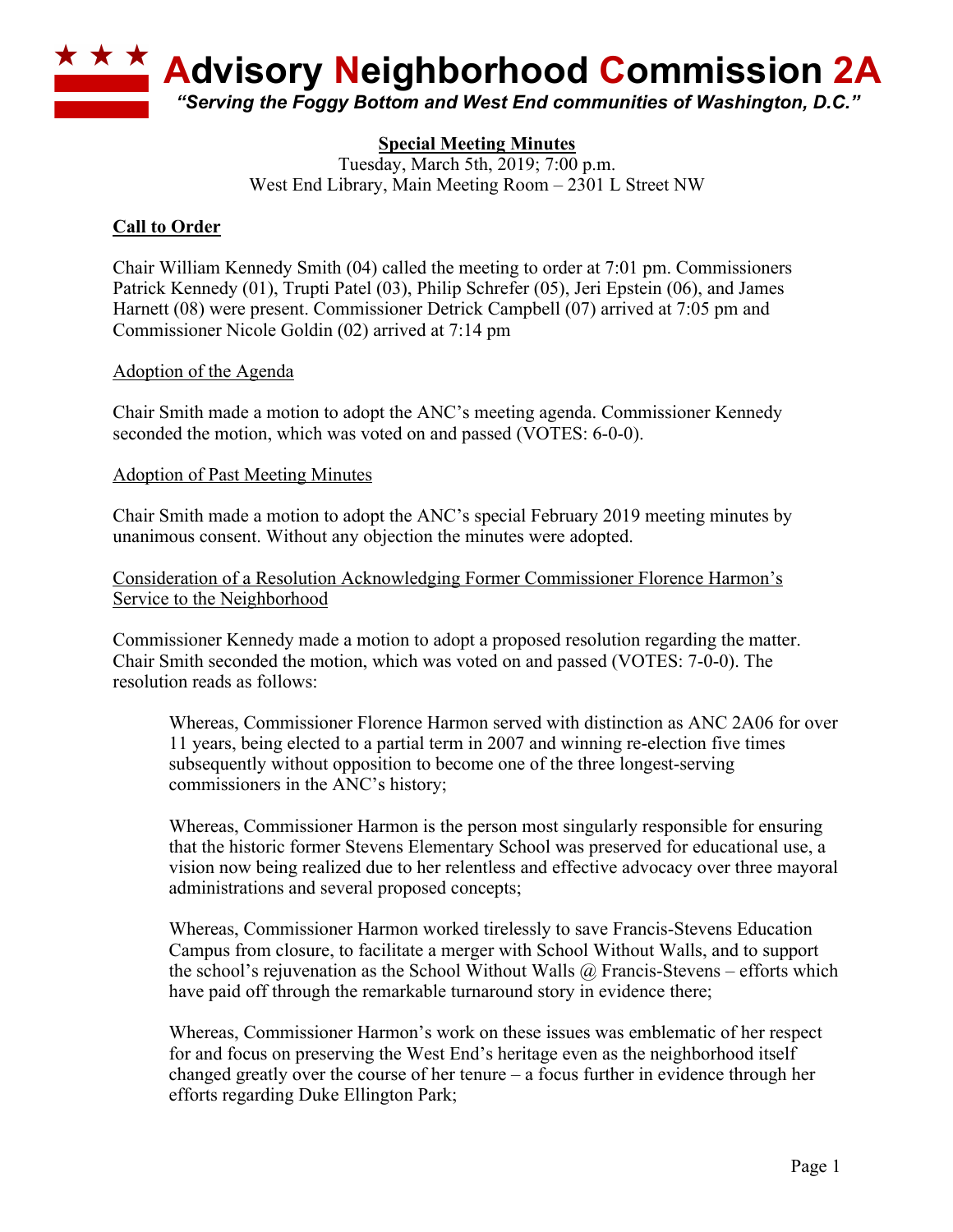# Advisory Neighborhood Commission 2A

*"Serving the Foggy Bottom and West End communities of Washington, D.C."*

**Special Meeting Minutes**
Tuesday, March 5th, 2019; 7:00 p.m.
West End Library, Main Meeting Room – 2301 L Street NW

## Call to Order

Chair William Kennedy Smith (04) called the meeting to order at 7:01 pm. Commissioners Patrick Kennedy (01), Trupti Patel (03), Philip Schrefer (05), Jeri Epstein (06), and James Harnett (08) were present. Commissioner Detrick Campbell (07) arrived at 7:05 pm and Commissioner Nicole Goldin (02) arrived at 7:14 pm

### Adoption of the Agenda

Chair Smith made a motion to adopt the ANC's meeting agenda. Commissioner Kennedy seconded the motion, which was voted on and passed (VOTES: 6-0-0).

### Adoption of Past Meeting Minutes

Chair Smith made a motion to adopt the ANC's special February 2019 meeting minutes by unanimous consent. Without any objection the minutes were adopted.

### Consideration of a Resolution Acknowledging Former Commissioner Florence Harmon's Service to the Neighborhood

Commissioner Kennedy made a motion to adopt a proposed resolution regarding the matter. Chair Smith seconded the motion, which was voted on and passed (VOTES: 7-0-0). The resolution reads as follows:

> Whereas, Commissioner Florence Harmon served with distinction as ANC 2A06 for over 11 years, being elected to a partial term in 2007 and winning re-election five times subsequently without opposition to become one of the three longest-serving commissioners in the ANC's history;
>
> Whereas, Commissioner Harmon is the person most singularly responsible for ensuring that the historic former Stevens Elementary School was preserved for educational use, a vision now being realized due to her relentless and effective advocacy over three mayoral administrations and several proposed concepts;
>
> Whereas, Commissioner Harmon worked tirelessly to save Francis-Stevens Education Campus from closure, to facilitate a merger with School Without Walls, and to support the school's rejuvenation as the School Without Walls @ Francis-Stevens – efforts which have paid off through the remarkable turnaround story in evidence there;
>
> Whereas, Commissioner Harmon's work on these issues was emblematic of her respect for and focus on preserving the West End's heritage even as the neighborhood itself changed greatly over the course of her tenure – a focus further in evidence through her efforts regarding Duke Ellington Park;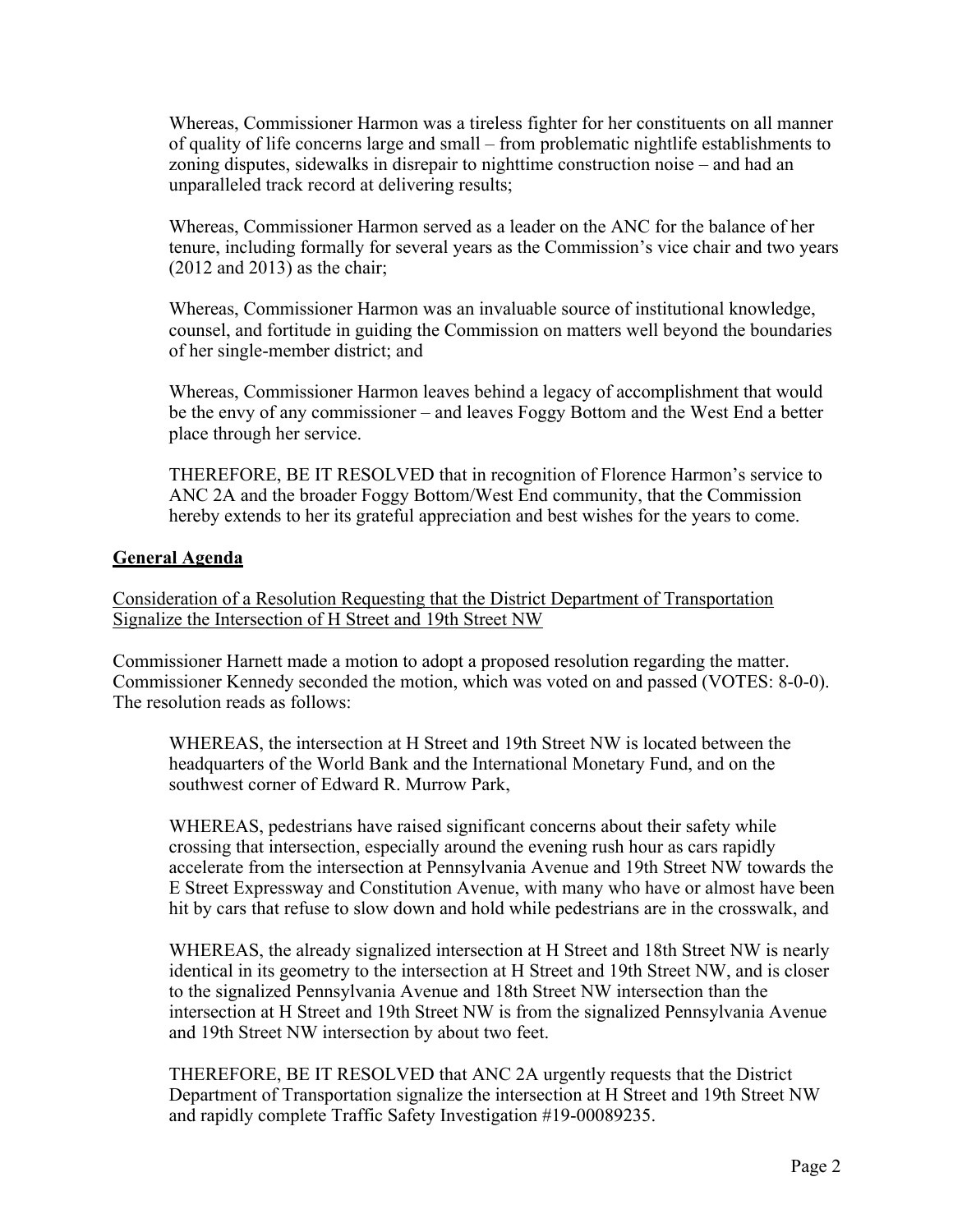Whereas, Commissioner Harmon was a tireless fighter for her constituents on all manner of quality of life concerns large and small – from problematic nightlife establishments to zoning disputes, sidewalks in disrepair to nighttime construction noise – and had an unparalleled track record at delivering results;

Whereas, Commissioner Harmon served as a leader on the ANC for the balance of her tenure, including formally for several years as the Commission's vice chair and two years (2012 and 2013) as the chair;

Whereas, Commissioner Harmon was an invaluable source of institutional knowledge, counsel, and fortitude in guiding the Commission on matters well beyond the boundaries of her single-member district; and

Whereas, Commissioner Harmon leaves behind a legacy of accomplishment that would be the envy of any commissioner – and leaves Foggy Bottom and the West End a better place through her service.

THEREFORE, BE IT RESOLVED that in recognition of Florence Harmon's service to ANC 2A and the broader Foggy Bottom/West End community, that the Commission hereby extends to her its grateful appreciation and best wishes for the years to come.

## General Agenda

Consideration of a Resolution Requesting that the District Department of Transportation Signalize the Intersection of H Street and 19th Street NW

Commissioner Harnett made a motion to adopt a proposed resolution regarding the matter. Commissioner Kennedy seconded the motion, which was voted on and passed (VOTES: 8-0-0). The resolution reads as follows:

WHEREAS, the intersection at H Street and 19th Street NW is located between the headquarters of the World Bank and the International Monetary Fund, and on the southwest corner of Edward R. Murrow Park,

WHEREAS, pedestrians have raised significant concerns about their safety while crossing that intersection, especially around the evening rush hour as cars rapidly accelerate from the intersection at Pennsylvania Avenue and 19th Street NW towards the E Street Expressway and Constitution Avenue, with many who have or almost have been hit by cars that refuse to slow down and hold while pedestrians are in the crosswalk, and

WHEREAS, the already signalized intersection at H Street and 18th Street NW is nearly identical in its geometry to the intersection at H Street and 19th Street NW, and is closer to the signalized Pennsylvania Avenue and 18th Street NW intersection than the intersection at H Street and 19th Street NW is from the signalized Pennsylvania Avenue and 19th Street NW intersection by about two feet.

THEREFORE, BE IT RESOLVED that ANC 2A urgently requests that the District Department of Transportation signalize the intersection at H Street and 19th Street NW and rapidly complete Traffic Safety Investigation #19-00089235.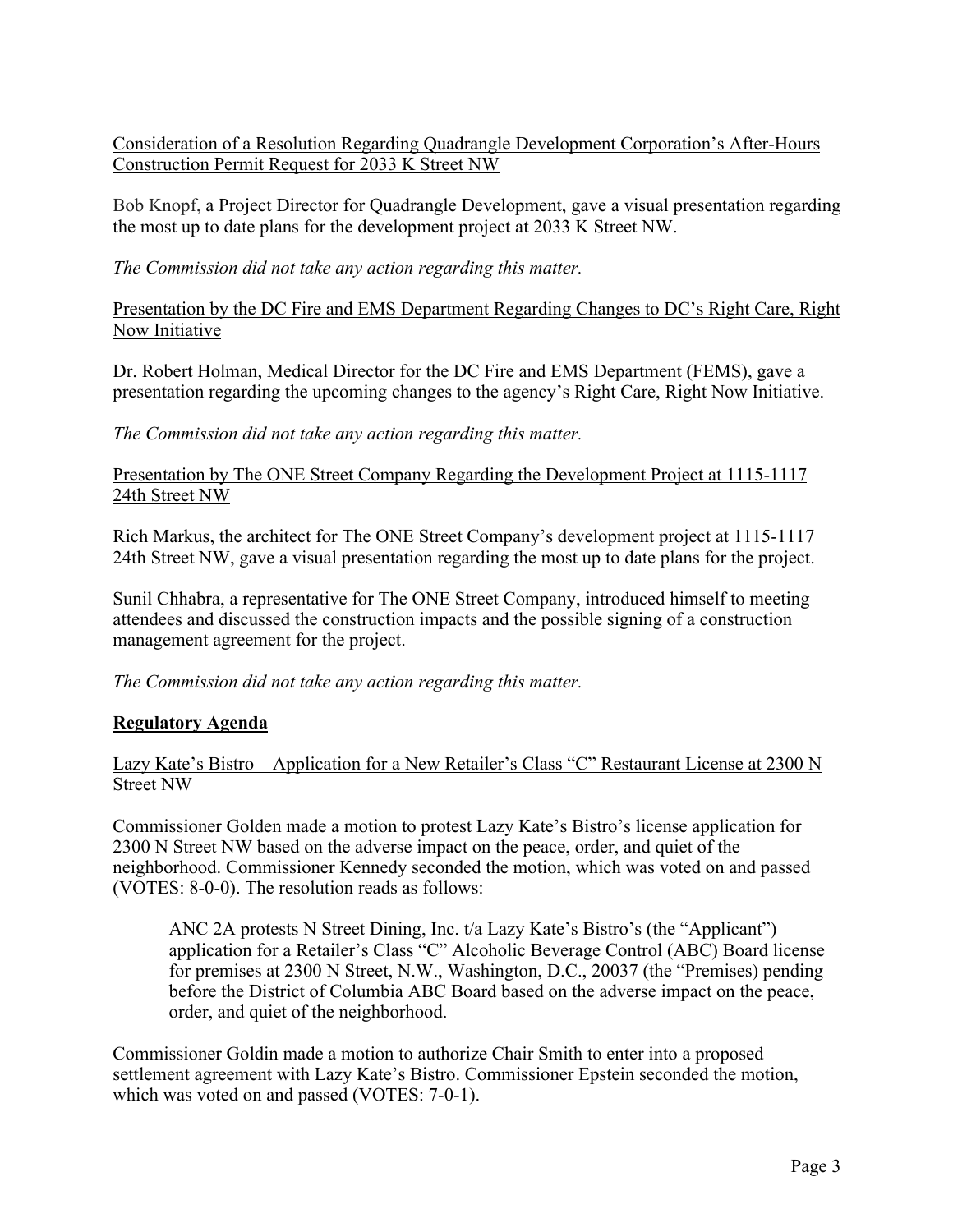Consideration of a Resolution Regarding Quadrangle Development Corporation's After-Hours Construction Permit Request for 2033 K Street NW

Bob Knopf, a Project Director for Quadrangle Development, gave a visual presentation regarding the most up to date plans for the development project at 2033 K Street NW.

*The Commission did not take any action regarding this matter.*

Presentation by the DC Fire and EMS Department Regarding Changes to DC's Right Care, Right Now Initiative

Dr. Robert Holman, Medical Director for the DC Fire and EMS Department (FEMS), gave a presentation regarding the upcoming changes to the agency's Right Care, Right Now Initiative.

*The Commission did not take any action regarding this matter.*

Presentation by The ONE Street Company Regarding the Development Project at 1115-1117 24th Street NW

Rich Markus, the architect for The ONE Street Company's development project at 1115-1117 24th Street NW, gave a visual presentation regarding the most up to date plans for the project.

Sunil Chhabra, a representative for The ONE Street Company, introduced himself to meeting attendees and discussed the construction impacts and the possible signing of a construction management agreement for the project.

*The Commission did not take any action regarding this matter.*

## Regulatory Agenda

Lazy Kate's Bistro – Application for a New Retailer's Class "C" Restaurant License at 2300 N Street NW

Commissioner Golden made a motion to protest Lazy Kate's Bistro's license application for 2300 N Street NW based on the adverse impact on the peace, order, and quiet of the neighborhood. Commissioner Kennedy seconded the motion, which was voted on and passed (VOTES: 8-0-0). The resolution reads as follows:

> ANC 2A protests N Street Dining, Inc. t/a Lazy Kate's Bistro's (the "Applicant") application for a Retailer's Class "C" Alcoholic Beverage Control (ABC) Board license for premises at 2300 N Street, N.W., Washington, D.C., 20037 (the "Premises) pending before the District of Columbia ABC Board based on the adverse impact on the peace, order, and quiet of the neighborhood.

Commissioner Goldin made a motion to authorize Chair Smith to enter into a proposed settlement agreement with Lazy Kate's Bistro. Commissioner Epstein seconded the motion, which was voted on and passed (VOTES: 7-0-1).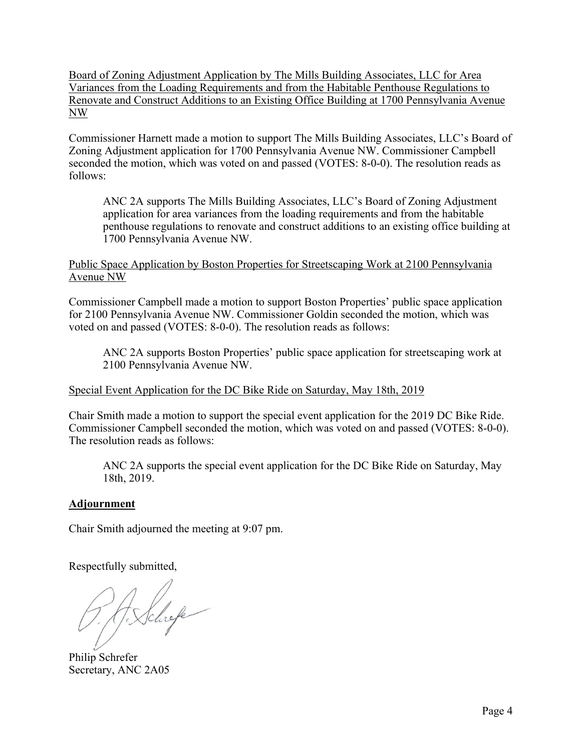Board of Zoning Adjustment Application by The Mills Building Associates, LLC for Area Variances from the Loading Requirements and from the Habitable Penthouse Regulations to Renovate and Construct Additions to an Existing Office Building at 1700 Pennsylvania Avenue NW

Commissioner Harnett made a motion to support The Mills Building Associates, LLC's Board of Zoning Adjustment application for 1700 Pennsylvania Avenue NW. Commissioner Campbell seconded the motion, which was voted on and passed (VOTES: 8-0-0). The resolution reads as follows:

> ANC 2A supports The Mills Building Associates, LLC's Board of Zoning Adjustment application for area variances from the loading requirements and from the habitable penthouse regulations to renovate and construct additions to an existing office building at 1700 Pennsylvania Avenue NW.

Public Space Application by Boston Properties for Streetscaping Work at 2100 Pennsylvania Avenue NW

Commissioner Campbell made a motion to support Boston Properties' public space application for 2100 Pennsylvania Avenue NW. Commissioner Goldin seconded the motion, which was voted on and passed (VOTES: 8-0-0). The resolution reads as follows:

> ANC 2A supports Boston Properties' public space application for streetscaping work at 2100 Pennsylvania Avenue NW.

Special Event Application for the DC Bike Ride on Saturday, May 18th, 2019

Chair Smith made a motion to support the special event application for the 2019 DC Bike Ride. Commissioner Campbell seconded the motion, which was voted on and passed (VOTES: 8-0-0). The resolution reads as follows:

> ANC 2A supports the special event application for the DC Bike Ride on Saturday, May 18th, 2019.

## **Adjournment**

Chair Smith adjourned the meeting at 9:07 pm.

Respectfully submitted,

Philip Schrefer
Secretary, ANC 2A05